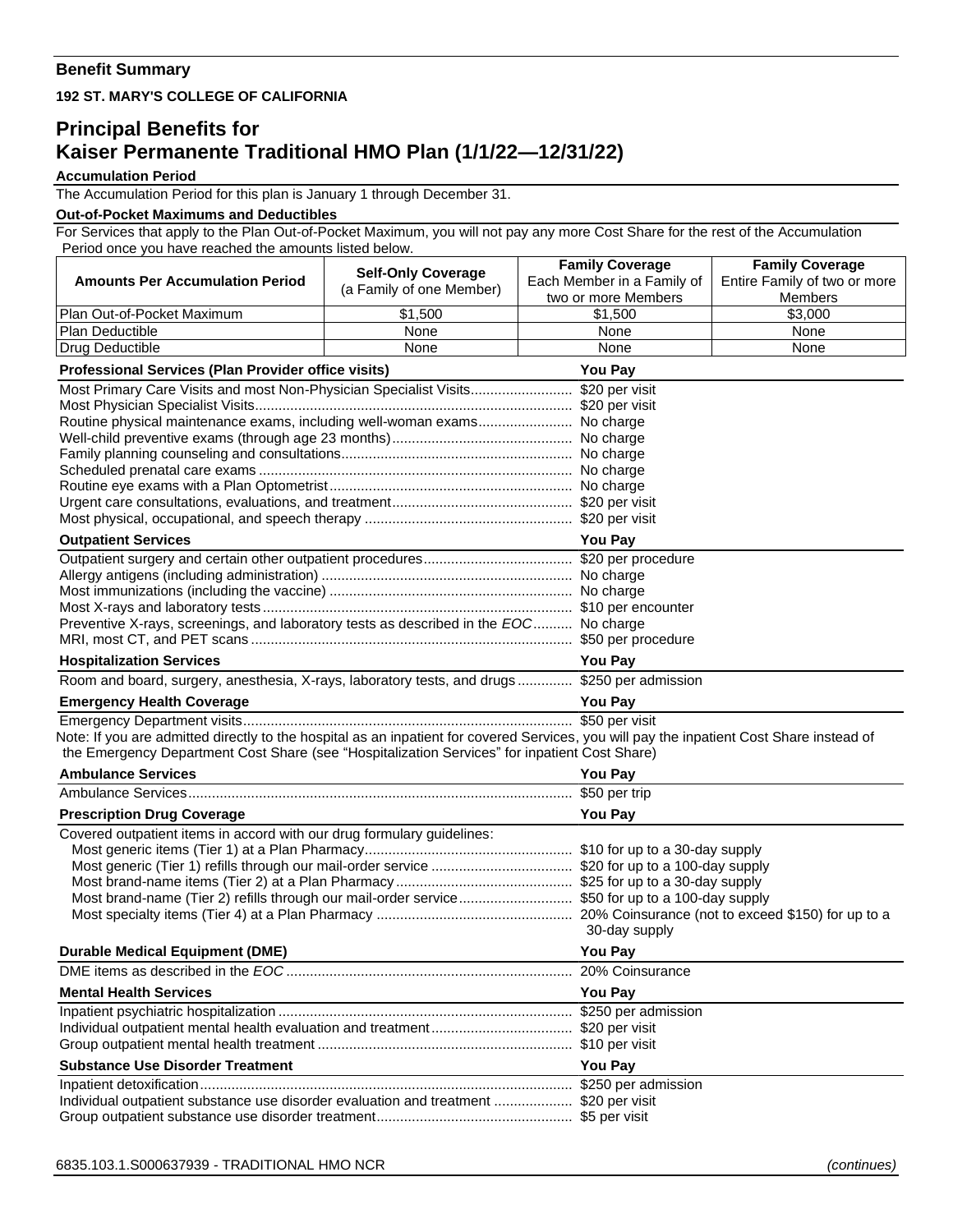## Benefit Summary

**192 ST. MARY'S COLLEGE OF CALIFORNIA**

# Principal Benefits for Kaiser Permanente Traditional HMO Plan (1/1/22—12/31/22)

**Accumulation Period**

The Accumulation Period for this plan is January 1 through December 31.

**Out-of-Pocket Maximums and Deductibles**

For Services that apply to the Plan Out-of-Pocket Maximum, you will not pay any more Cost Share for the rest of the Accumulation Period once you have reached the amounts listed below.

| Amounts Per Accumulation Period | Self-Only Coverage (a Family of one Member) | Family Coverage Each Member in a Family of two or more Members | Family Coverage Entire Family of two or more Members |
|---|---|---|---|
| Plan Out-of-Pocket Maximum | $1,500 | $1,500 | $3,000 |
| Plan Deductible | None | None | None |
| Drug Deductible | None | None | None |

| Professional Services (Plan Provider office visits) | You Pay |
|---|---|
| Most Primary Care Visits and most Non-Physician Specialist Visits | $20 per visit |
| Most Physician Specialist Visits | $20 per visit |
| Routine physical maintenance exams, including well-woman exams | No charge |
| Well-child preventive exams (through age 23 months) | No charge |
| Family planning counseling and consultations | No charge |
| Scheduled prenatal care exams | No charge |
| Routine eye exams with a Plan Optometrist | No charge |
| Urgent care consultations, evaluations, and treatment | $20 per visit |
| Most physical, occupational, and speech therapy | $20 per visit |

| Outpatient Services | You Pay |
|---|---|
| Outpatient surgery and certain other outpatient procedures | $20 per procedure |
| Allergy antigens (including administration) | No charge |
| Most immunizations (including the vaccine) | No charge |
| Most X-rays and laboratory tests | $10 per encounter |
| Preventive X-rays, screenings, and laboratory tests as described in the *EOC* | No charge |
| MRI, most CT, and PET scans | $50 per procedure |

| Hospitalization Services | You Pay |
|---|---|
| Room and board, surgery, anesthesia, X-rays, laboratory tests, and drugs | $250 per admission |

| Emergency Health Coverage | You Pay |
|---|---|
| Emergency Department visits | $50 per visit |

Note: If you are admitted directly to the hospital as an inpatient for covered Services, you will pay the inpatient Cost Share instead of the Emergency Department Cost Share (see "Hospitalization Services" for inpatient Cost Share)

| Ambulance Services | You Pay |
|---|---|
| Ambulance Services | $50 per trip |

| Prescription Drug Coverage | You Pay |
|---|---|
| Covered outpatient items in accord with our drug formulary guidelines: | |
| Most generic items (Tier 1) at a Plan Pharmacy | $10 for up to a 30-day supply |
| Most generic (Tier 1) refills through our mail-order service | $20 for up to a 100-day supply |
| Most brand-name items (Tier 2) at a Plan Pharmacy | $25 for up to a 30-day supply |
| Most brand-name (Tier 2) refills through our mail-order service | $50 for up to a 100-day supply |
| Most specialty items (Tier 4) at a Plan Pharmacy | 20% Coinsurance (not to exceed $150) for up to a 30-day supply |

| Durable Medical Equipment (DME) | You Pay |
|---|---|
| DME items as described in the *EOC* | 20% Coinsurance |

| Mental Health Services | You Pay |
|---|---|
| Inpatient psychiatric hospitalization | $250 per admission |
| Individual outpatient mental health evaluation and treatment | $20 per visit |
| Group outpatient mental health treatment | $10 per visit |

| Substance Use Disorder Treatment | You Pay |
|---|---|
| Inpatient detoxification | $250 per admission |
| Individual outpatient substance use disorder evaluation and treatment | $20 per visit |
| Group outpatient substance use disorder treatment | $5 per visit |

6835.103.1.S000637939 - TRADITIONAL HMO NCR *(continues)*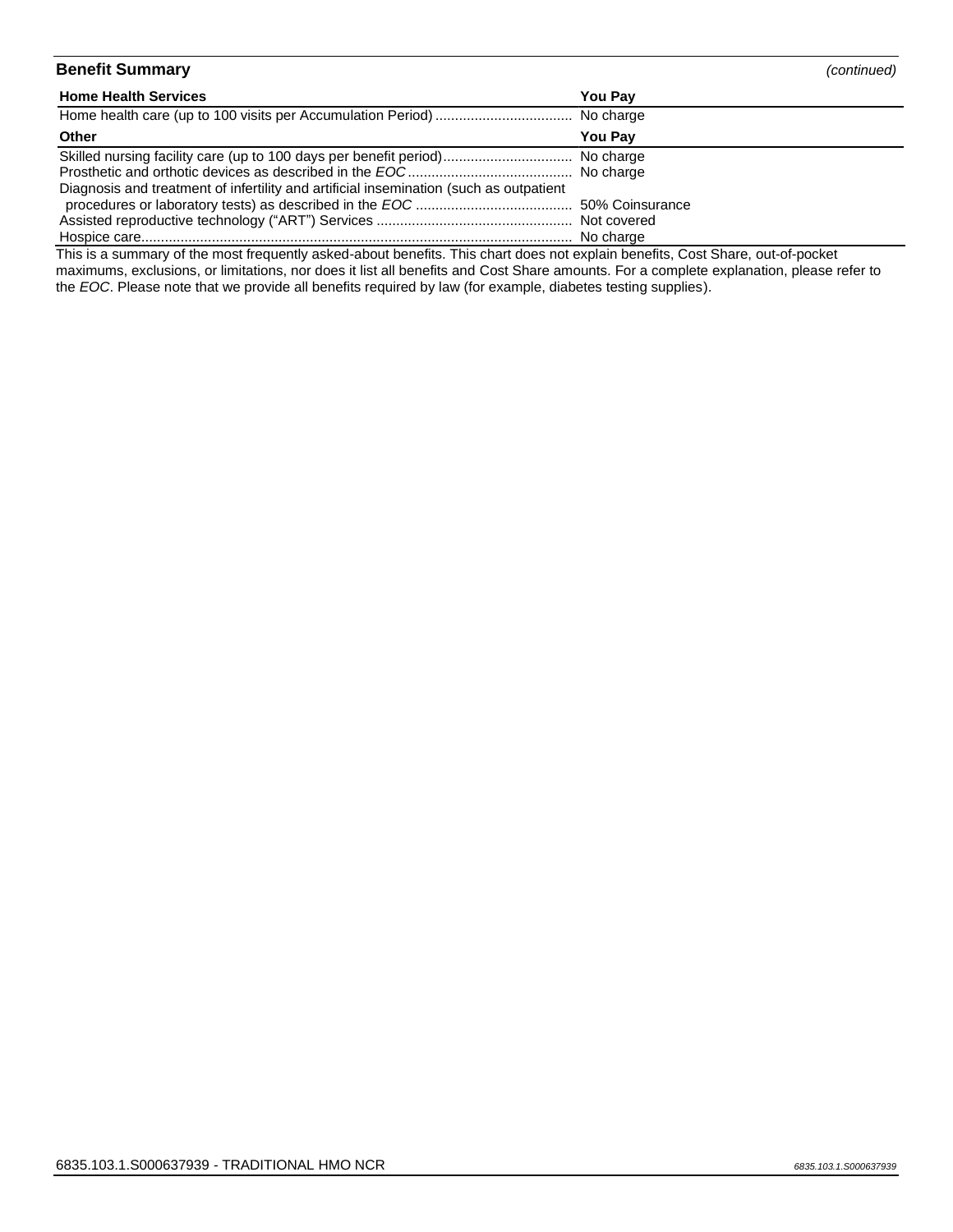## Benefit Summary *(continued)*

| Home Health Services | You Pay |
| --- | --- |
| Home health care (up to 100 visits per Accumulation Period) | No charge |

| Other | You Pay |
| --- | --- |
| Skilled nursing facility care (up to 100 days per benefit period) | No charge |
| Prosthetic and orthotic devices as described in the *EOC* | No charge |
| Diagnosis and treatment of infertility and artificial insemination (such as outpatient procedures or laboratory tests) as described in the *EOC* | 50% Coinsurance |
| Assisted reproductive technology ("ART") Services | Not covered |
| Hospice care | No charge |

This is a summary of the most frequently asked-about benefits. This chart does not explain benefits, Cost Share, out-of-pocket maximums, exclusions, or limitations, nor does it list all benefits and Cost Share amounts. For a complete explanation, please refer to the *EOC*. Please note that we provide all benefits required by law (for example, diabetes testing supplies).